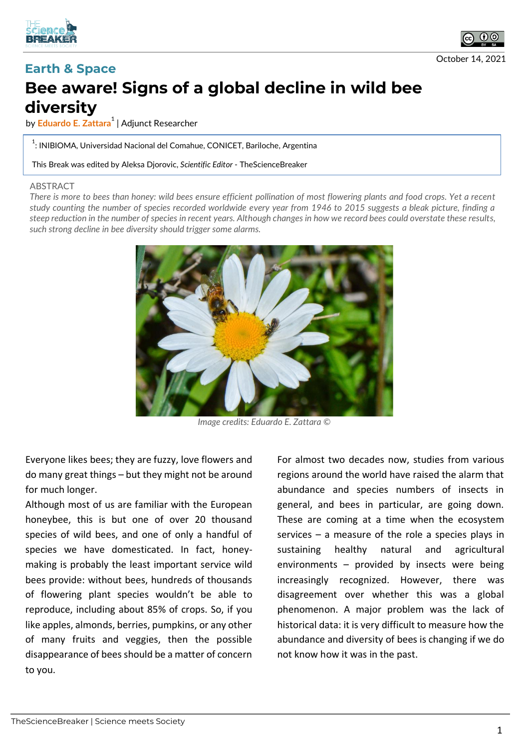Earth & Space

# Bee aware! Signs of a global decline in wild bee diversity

by Eduardo E. Zattara[1] | Adjunct Researcher

[1]: INIBIOMA, Universidad Nacional del Comahue, CONICET, Bariloche, Argentina

This Break was edited by Aleksa Djorovic, *Scientific Editor* - TheScienceBreaker

October 14, 2021

ABSTRACT

*There is more to bees than honey: wild bees ensure efficient pollination of most flowering plants and food crops. Yet a recent study counting the number of species recorded worldwide every year from 1946 to 2015 suggests a bleak picture, finding a steep reduction in the number of species in recent years. Although changes in how we record bees could overstate these results, such strong decline in bee diversity should trigger some alarms.*

*Image credits: Eduardo E. Zattara ©*

Everyone likes bees; they are fuzzy, love flowers and do many great things – but they might not be around for much longer.

Although most of us are familiar with the European honeybee, this is but one of over 20 thousand species of wild bees, and one of only a handful of species we have domesticated. In fact, honey-making is probably the least important service wild bees provide: without bees, hundreds of thousands of flowering plant species wouldn't be able to reproduce, including about 85% of crops. So, if you like apples, almonds, berries, pumpkins, or any other of many fruits and veggies, then the possible disappearance of bees should be a matter of concern to you.

For almost two decades now, studies from various regions around the world have raised the alarm that abundance and species numbers of insects in general, and bees in particular, are going down. These are coming at a time when the ecosystem services – a measure of the role a species plays in sustaining healthy natural and agricultural environments – provided by insects were being increasingly recognized. However, there was disagreement over whether this was a global phenomenon. A major problem was the lack of historical data: it is very difficult to measure how the abundance and diversity of bees is changing if we do not know how it was in the past.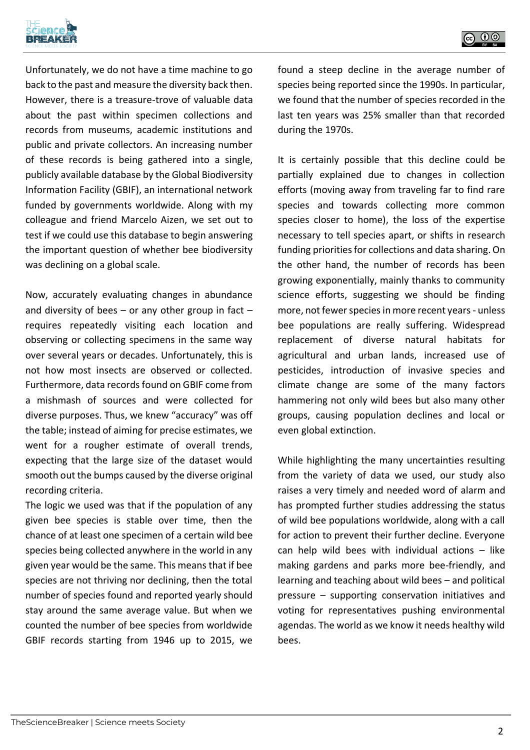Unfortunately, we do not have a time machine to go back to the past and measure the diversity back then. However, there is a treasure-trove of valuable data about the past within specimen collections and records from museums, academic institutions and public and private collectors. An increasing number of these records is being gathered into a single, publicly available database by the Global Biodiversity Information Facility (GBIF), an international network funded by governments worldwide. Along with my colleague and friend Marcelo Aizen, we set out to test if we could use this database to begin answering the important question of whether bee biodiversity was declining on a global scale.

Now, accurately evaluating changes in abundance and diversity of bees – or any other group in fact – requires repeatedly visiting each location and observing or collecting specimens in the same way over several years or decades. Unfortunately, this is not how most insects are observed or collected. Furthermore, data records found on GBIF come from a mishmash of sources and were collected for diverse purposes. Thus, we knew "accuracy" was off the table; instead of aiming for precise estimates, we went for a rougher estimate of overall trends, expecting that the large size of the dataset would smooth out the bumps caused by the diverse original recording criteria.

The logic we used was that if the population of any given bee species is stable over time, then the chance of at least one specimen of a certain wild bee species being collected anywhere in the world in any given year would be the same. This means that if bee species are not thriving nor declining, then the total number of species found and reported yearly should stay around the same average value. But when we counted the number of bee species from worldwide GBIF records starting from 1946 up to 2015, we found a steep decline in the average number of species being reported since the 1990s. In particular, we found that the number of species recorded in the last ten years was 25% smaller than that recorded during the 1970s.

It is certainly possible that this decline could be partially explained due to changes in collection efforts (moving away from traveling far to find rare species and towards collecting more common species closer to home), the loss of the expertise necessary to tell species apart, or shifts in research funding priorities for collections and data sharing. On the other hand, the number of records has been growing exponentially, mainly thanks to community science efforts, suggesting we should be finding more, not fewer species in more recent years - unless bee populations are really suffering. Widespread replacement of diverse natural habitats for agricultural and urban lands, increased use of pesticides, introduction of invasive species and climate change are some of the many factors hammering not only wild bees but also many other groups, causing population declines and local or even global extinction.

While highlighting the many uncertainties resulting from the variety of data we used, our study also raises a very timely and needed word of alarm and has prompted further studies addressing the status of wild bee populations worldwide, along with a call for action to prevent their further decline. Everyone can help wild bees with individual actions – like making gardens and parks more bee-friendly, and learning and teaching about wild bees – and political pressure – supporting conservation initiatives and voting for representatives pushing environmental agendas. The world as we know it needs healthy wild bees.